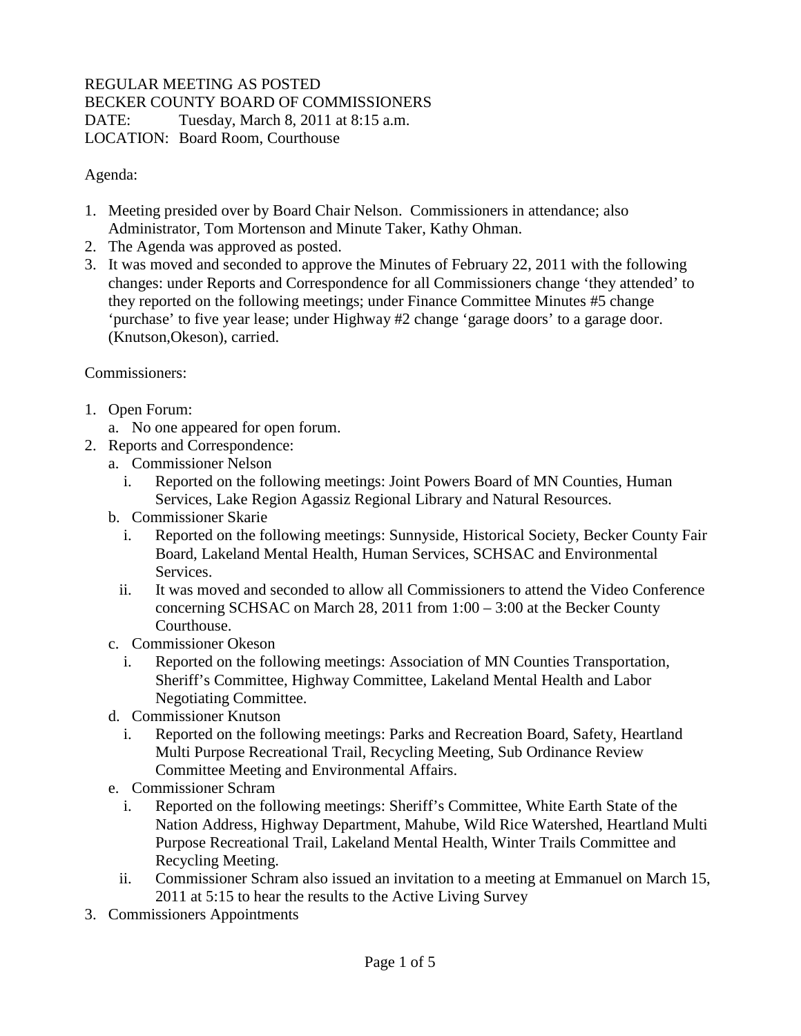REGULAR MEETING AS POSTED
BECKER COUNTY BOARD OF COMMISSIONERS
DATE: Tuesday, March 8, 2011 at 8:15 a.m.
LOCATION: Board Room, Courthouse

Agenda:

1. Meeting presided over by Board Chair Nelson. Commissioners in attendance; also Administrator, Tom Mortenson and Minute Taker, Kathy Ohman.
2. The Agenda was approved as posted.
3. It was moved and seconded to approve the Minutes of February 22, 2011 with the following changes: under Reports and Correspondence for all Commissioners change 'they attended' to they reported on the following meetings; under Finance Committee Minutes #5 change 'purchase' to five year lease; under Highway #2 change 'garage doors' to a garage door. (Knutson,Okeson), carried.

Commissioners:

1. Open Forum:
   a. No one appeared for open forum.
2. Reports and Correspondence:
   a. Commissioner Nelson
      i. Reported on the following meetings: Joint Powers Board of MN Counties, Human Services, Lake Region Agassiz Regional Library and Natural Resources.
   b. Commissioner Skarie
      i. Reported on the following meetings: Sunnyside, Historical Society, Becker County Fair Board, Lakeland Mental Health, Human Services, SCHSAC and Environmental Services.
      ii. It was moved and seconded to allow all Commissioners to attend the Video Conference concerning SCHSAC on March 28, 2011 from 1:00 – 3:00 at the Becker County Courthouse.
   c. Commissioner Okeson
      i. Reported on the following meetings: Association of MN Counties Transportation, Sheriff's Committee, Highway Committee, Lakeland Mental Health and Labor Negotiating Committee.
   d. Commissioner Knutson
      i. Reported on the following meetings: Parks and Recreation Board, Safety, Heartland Multi Purpose Recreational Trail, Recycling Meeting, Sub Ordinance Review Committee Meeting and Environmental Affairs.
   e. Commissioner Schram
      i. Reported on the following meetings: Sheriff's Committee, White Earth State of the Nation Address, Highway Department, Mahube, Wild Rice Watershed, Heartland Multi Purpose Recreational Trail, Lakeland Mental Health, Winter Trails Committee and Recycling Meeting.
      ii. Commissioner Schram also issued an invitation to a meeting at Emmanuel on March 15, 2011 at 5:15 to hear the results to the Active Living Survey
3. Commissioners Appointments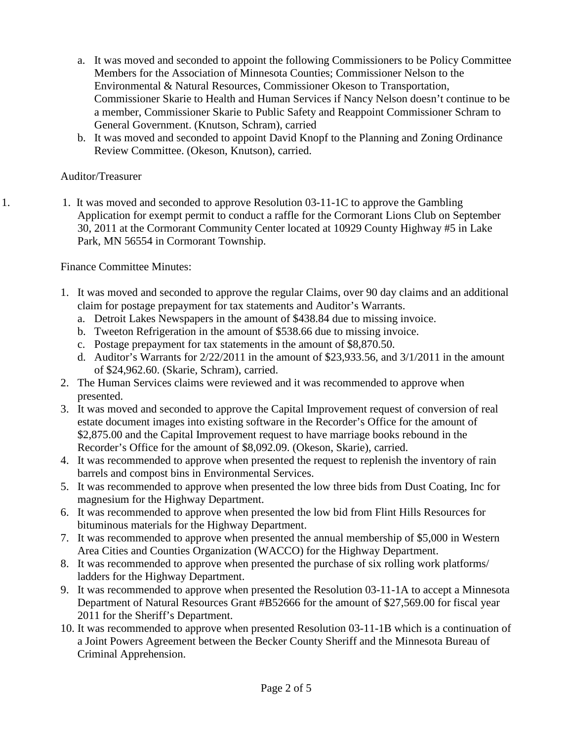a. It was moved and seconded to appoint the following Commissioners to be Policy Committee Members for the Association of Minnesota Counties; Commissioner Nelson to the Environmental & Natural Resources, Commissioner Okeson to Transportation, Commissioner Skarie to Health and Human Services if Nancy Nelson doesn't continue to be a member, Commissioner Skarie to Public Safety and Reappoint Commissioner Schram to General Government. (Knutson, Schram), carried
b. It was moved and seconded to appoint David Knopf to the Planning and Zoning Ordinance Review Committee. (Okeson, Knutson), carried.

Auditor/Treasurer

1. It was moved and seconded to approve Resolution 03-11-1C to approve the Gambling Application for exempt permit to conduct a raffle for the Cormorant Lions Club on September 30, 2011 at the Cormorant Community Center located at 10929 County Highway #5 in Lake Park, MN 56554 in Cormorant Township.

Finance Committee Minutes:

1. It was moved and seconded to approve the regular Claims, over 90 day claims and an additional claim for postage prepayment for tax statements and Auditor's Warrants.
   a. Detroit Lakes Newspapers in the amount of $438.84 due to missing invoice.
   b. Tweeton Refrigeration in the amount of $538.66 due to missing invoice.
   c. Postage prepayment for tax statements in the amount of $8,870.50.
   d. Auditor's Warrants for 2/22/2011 in the amount of $23,933.56, and 3/1/2011 in the amount of $24,962.60. (Skarie, Schram), carried.
2. The Human Services claims were reviewed and it was recommended to approve when presented.
3. It was moved and seconded to approve the Capital Improvement request of conversion of real estate document images into existing software in the Recorder's Office for the amount of $2,875.00 and the Capital Improvement request to have marriage books rebound in the Recorder's Office for the amount of $8,092.09. (Okeson, Skarie), carried.
4. It was recommended to approve when presented the request to replenish the inventory of rain barrels and compost bins in Environmental Services.
5. It was recommended to approve when presented the low three bids from Dust Coating, Inc for magnesium for the Highway Department.
6. It was recommended to approve when presented the low bid from Flint Hills Resources for bituminous materials for the Highway Department.
7. It was recommended to approve when presented the annual membership of $5,000 in Western Area Cities and Counties Organization (WACCO) for the Highway Department.
8. It was recommended to approve when presented the purchase of six rolling work platforms/ ladders for the Highway Department.
9. It was recommended to approve when presented the Resolution 03-11-1A to accept a Minnesota Department of Natural Resources Grant #B52666 for the amount of $27,569.00 for fiscal year 2011 for the Sheriff's Department.
10. It was recommended to approve when presented Resolution 03-11-1B which is a continuation of a Joint Powers Agreement between the Becker County Sheriff and the Minnesota Bureau of Criminal Apprehension.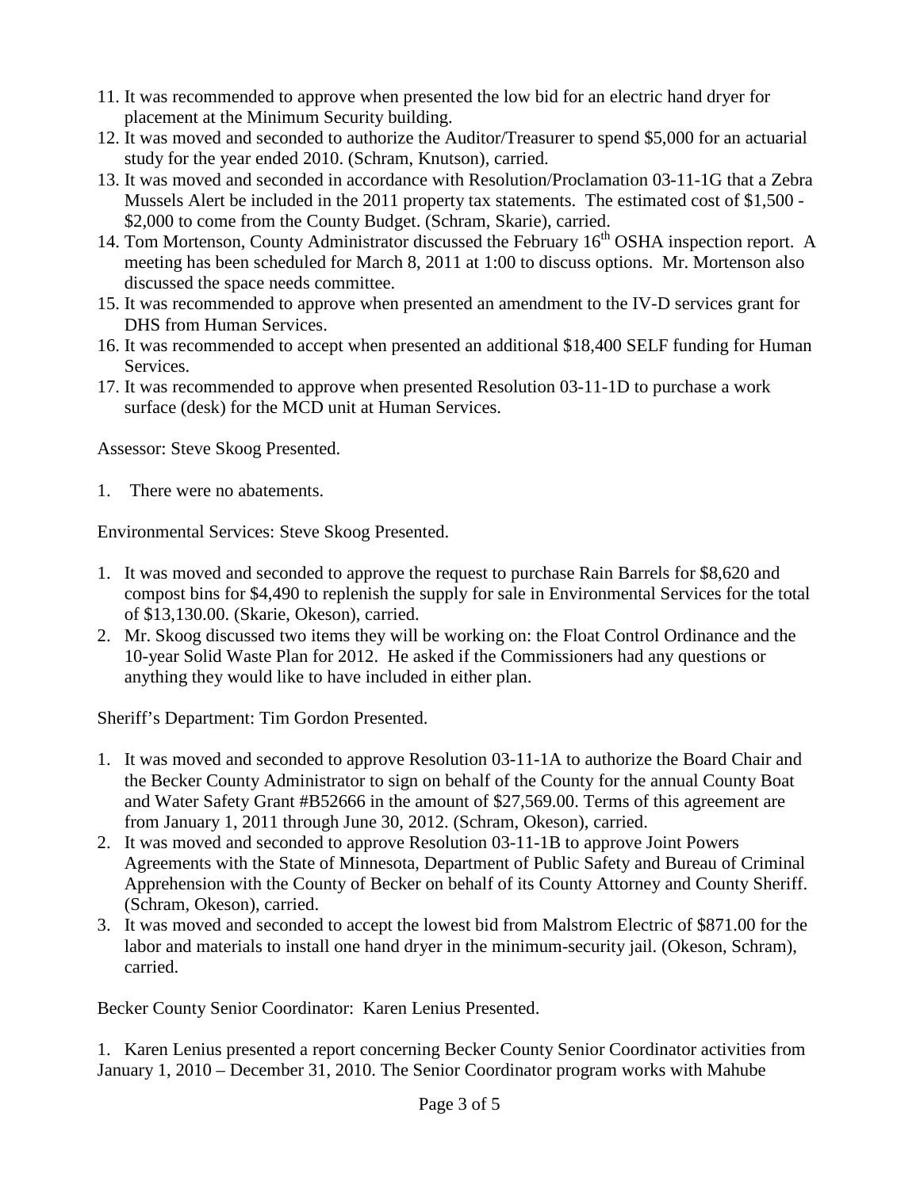11. It was recommended to approve when presented the low bid for an electric hand dryer for placement at the Minimum Security building.
12. It was moved and seconded to authorize the Auditor/Treasurer to spend $5,000 for an actuarial study for the year ended 2010. (Schram, Knutson), carried.
13. It was moved and seconded in accordance with Resolution/Proclamation 03-11-1G that a Zebra Mussels Alert be included in the 2011 property tax statements. The estimated cost of $1,500 - $2,000 to come from the County Budget. (Schram, Skarie), carried.
14. Tom Mortenson, County Administrator discussed the February 16th OSHA inspection report. A meeting has been scheduled for March 8, 2011 at 1:00 to discuss options. Mr. Mortenson also discussed the space needs committee.
15. It was recommended to approve when presented an amendment to the IV-D services grant for DHS from Human Services.
16. It was recommended to accept when presented an additional $18,400 SELF funding for Human Services.
17. It was recommended to approve when presented Resolution 03-11-1D to purchase a work surface (desk) for the MCD unit at Human Services.

Assessor: Steve Skoog Presented.

1. There were no abatements.

Environmental Services: Steve Skoog Presented.

1. It was moved and seconded to approve the request to purchase Rain Barrels for $8,620 and compost bins for $4,490 to replenish the supply for sale in Environmental Services for the total of $13,130.00. (Skarie, Okeson), carried.
2. Mr. Skoog discussed two items they will be working on: the Float Control Ordinance and the 10-year Solid Waste Plan for 2012. He asked if the Commissioners had any questions or anything they would like to have included in either plan.

Sheriff's Department: Tim Gordon Presented.

1. It was moved and seconded to approve Resolution 03-11-1A to authorize the Board Chair and the Becker County Administrator to sign on behalf of the County for the annual County Boat and Water Safety Grant #B52666 in the amount of $27,569.00. Terms of this agreement are from January 1, 2011 through June 30, 2012. (Schram, Okeson), carried.
2. It was moved and seconded to approve Resolution 03-11-1B to approve Joint Powers Agreements with the State of Minnesota, Department of Public Safety and Bureau of Criminal Apprehension with the County of Becker on behalf of its County Attorney and County Sheriff. (Schram, Okeson), carried.
3. It was moved and seconded to accept the lowest bid from Malstrom Electric of $871.00 for the labor and materials to install one hand dryer in the minimum-security jail. (Okeson, Schram), carried.

Becker County Senior Coordinator: Karen Lenius Presented.

1. Karen Lenius presented a report concerning Becker County Senior Coordinator activities from January 1, 2010 – December 31, 2010. The Senior Coordinator program works with Mahube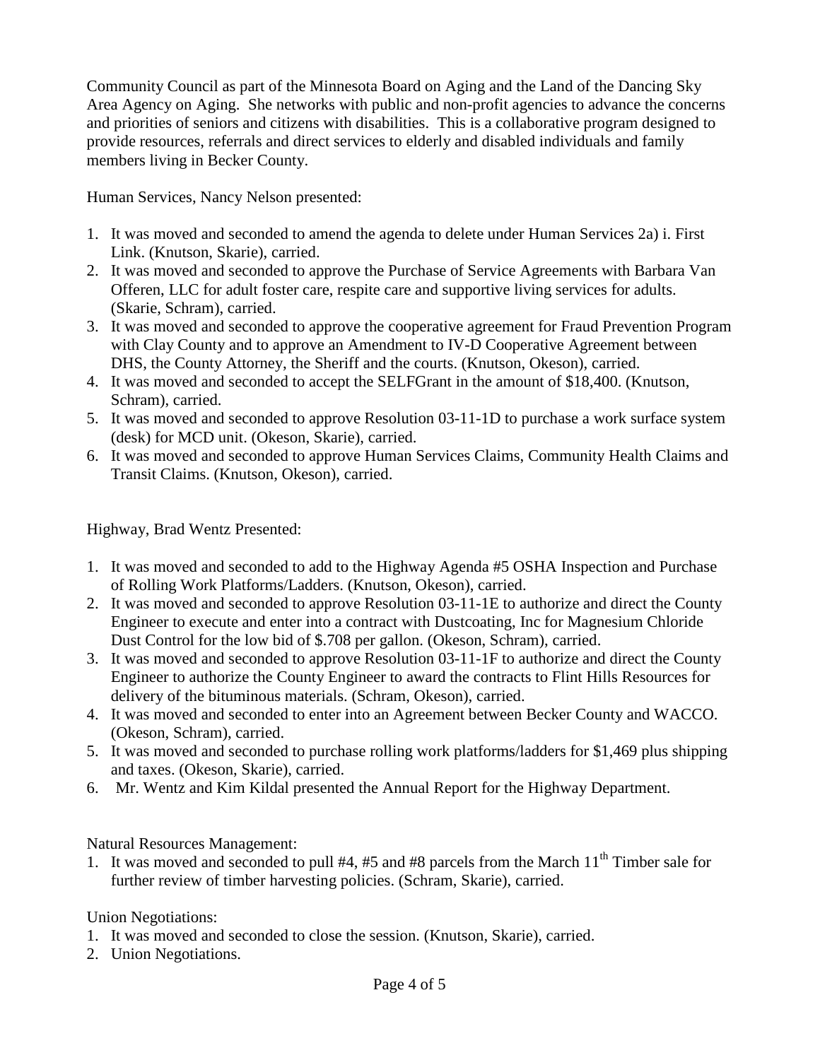Community Council as part of the Minnesota Board on Aging and the Land of the Dancing Sky Area Agency on Aging. She networks with public and non-profit agencies to advance the concerns and priorities of seniors and citizens with disabilities. This is a collaborative program designed to provide resources, referrals and direct services to elderly and disabled individuals and family members living in Becker County.

Human Services, Nancy Nelson presented:

1. It was moved and seconded to amend the agenda to delete under Human Services 2a) i. First Link. (Knutson, Skarie), carried.
2. It was moved and seconded to approve the Purchase of Service Agreements with Barbara Van Offeren, LLC for adult foster care, respite care and supportive living services for adults. (Skarie, Schram), carried.
3. It was moved and seconded to approve the cooperative agreement for Fraud Prevention Program with Clay County and to approve an Amendment to IV-D Cooperative Agreement between DHS, the County Attorney, the Sheriff and the courts. (Knutson, Okeson), carried.
4. It was moved and seconded to accept the SELFGrant in the amount of $18,400. (Knutson, Schram), carried.
5. It was moved and seconded to approve Resolution 03-11-1D to purchase a work surface system (desk) for MCD unit. (Okeson, Skarie), carried.
6. It was moved and seconded to approve Human Services Claims, Community Health Claims and Transit Claims. (Knutson, Okeson), carried.

Highway, Brad Wentz Presented:

1. It was moved and seconded to add to the Highway Agenda #5 OSHA Inspection and Purchase of Rolling Work Platforms/Ladders. (Knutson, Okeson), carried.
2. It was moved and seconded to approve Resolution 03-11-1E to authorize and direct the County Engineer to execute and enter into a contract with Dustcoating, Inc for Magnesium Chloride Dust Control for the low bid of $.708 per gallon. (Okeson, Schram), carried.
3. It was moved and seconded to approve Resolution 03-11-1F to authorize and direct the County Engineer to authorize the County Engineer to award the contracts to Flint Hills Resources for delivery of the bituminous materials. (Schram, Okeson), carried.
4. It was moved and seconded to enter into an Agreement between Becker County and WACCO. (Okeson, Schram), carried.
5. It was moved and seconded to purchase rolling work platforms/ladders for $1,469 plus shipping and taxes. (Okeson, Skarie), carried.
6. Mr. Wentz and Kim Kildal presented the Annual Report for the Highway Department.

Natural Resources Management:

1. It was moved and seconded to pull #4, #5 and #8 parcels from the March 11th Timber sale for further review of timber harvesting policies. (Schram, Skarie), carried.

Union Negotiations:

1. It was moved and seconded to close the session. (Knutson, Skarie), carried.
2. Union Negotiations.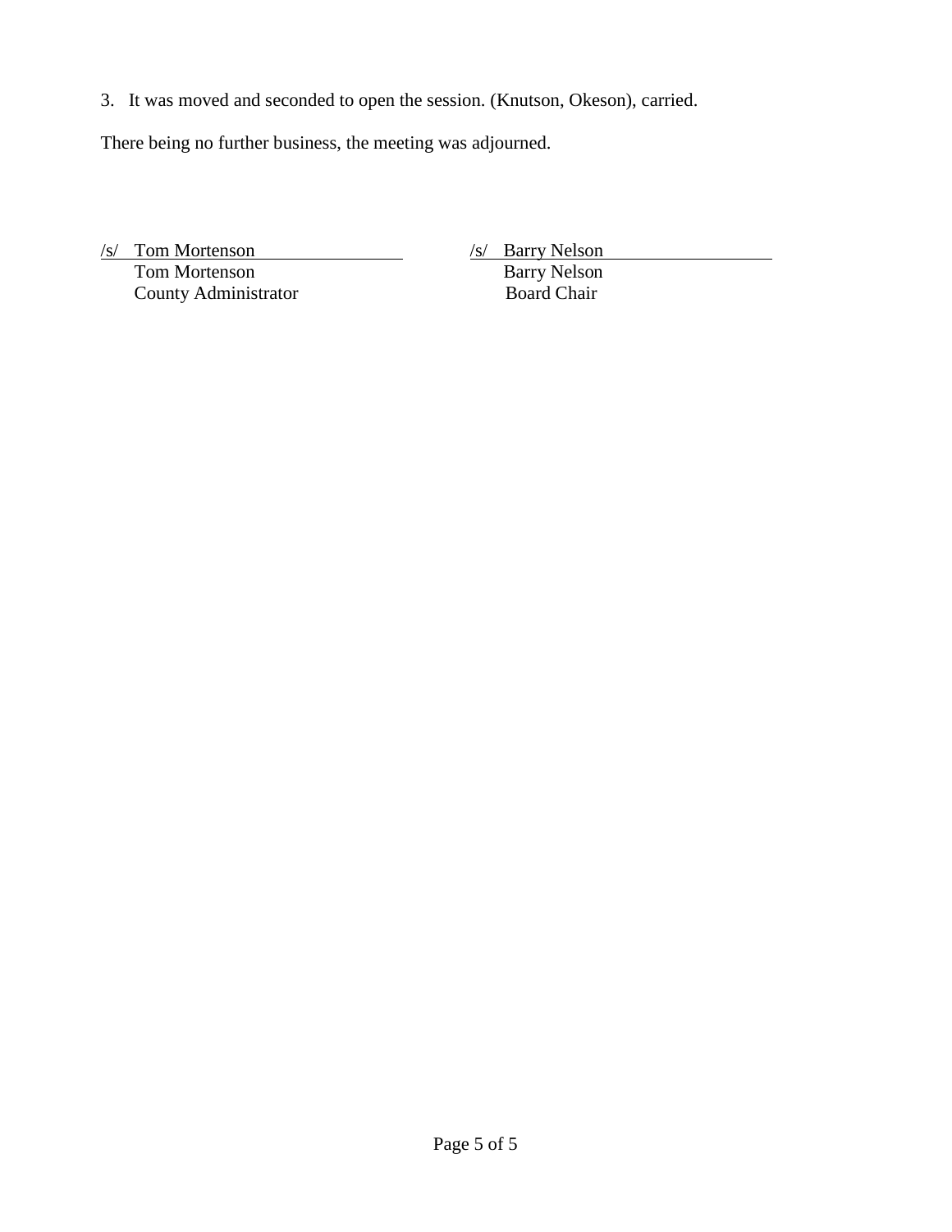3. It was moved and seconded to open the session. (Knutson, Okeson), carried.

There being no further business, the meeting was adjourned.

/s/ Tom Mortenson
Tom Mortenson
County Administrator

/s/ Barry Nelson
Barry Nelson
Board Chair